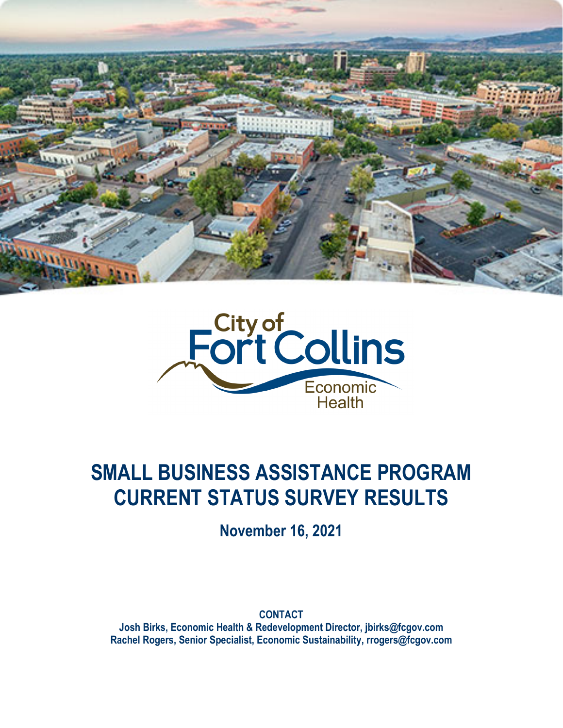City of Fort Collins Economic Health

# SMALL BUSINESS ASSISTANCE PROGRAM CURRENT STATUS SURVEY RESULTS

**November 16, 2021**

**CONTACT**

**Josh Birks, Economic Health & Redevelopment Director, jbirks@fcgov.com**

**Rachel Rogers, Senior Specialist, Economic Sustainability, rrogers@fcgov.com**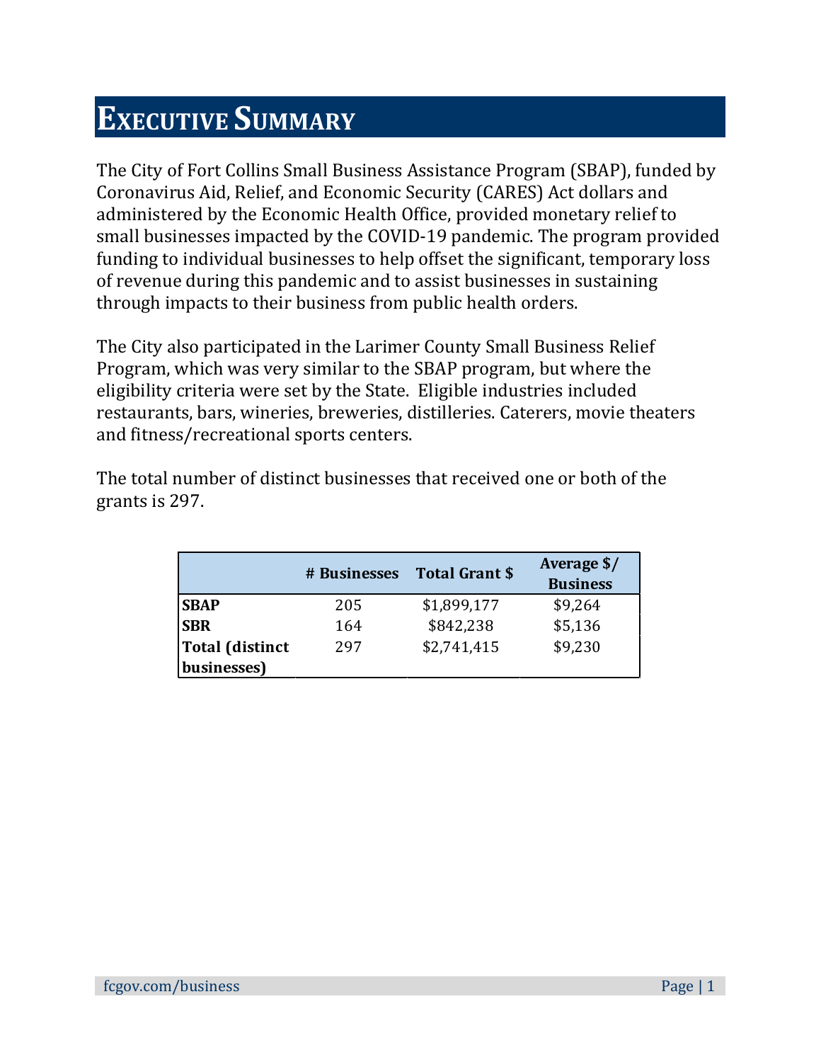# Executive Summary

The City of Fort Collins Small Business Assistance Program (SBAP), funded by Coronavirus Aid, Relief, and Economic Security (CARES) Act dollars and administered by the Economic Health Office, provided monetary relief to small businesses impacted by the COVID-19 pandemic. The program provided funding to individual businesses to help offset the significant, temporary loss of revenue during this pandemic and to assist businesses in sustaining through impacts to their business from public health orders.

The City also participated in the Larimer County Small Business Relief Program, which was very similar to the SBAP program, but where the eligibility criteria were set by the State. Eligible industries included restaurants, bars, wineries, breweries, distilleries. Caterers, movie theaters and fitness/recreational sports centers.

The total number of distinct businesses that received one or both of the grants is 297.

| | # Businesses | Total Grant $ | Average $/ Business |
|---|---|---|---|
| **SBAP** | 205 | $1,899,177 | $9,264 |
| **SBR** | 164 | $842,238 | $5,136 |
| **Total (distinct businesses)** | 297 | $2,741,415 | $9,230 |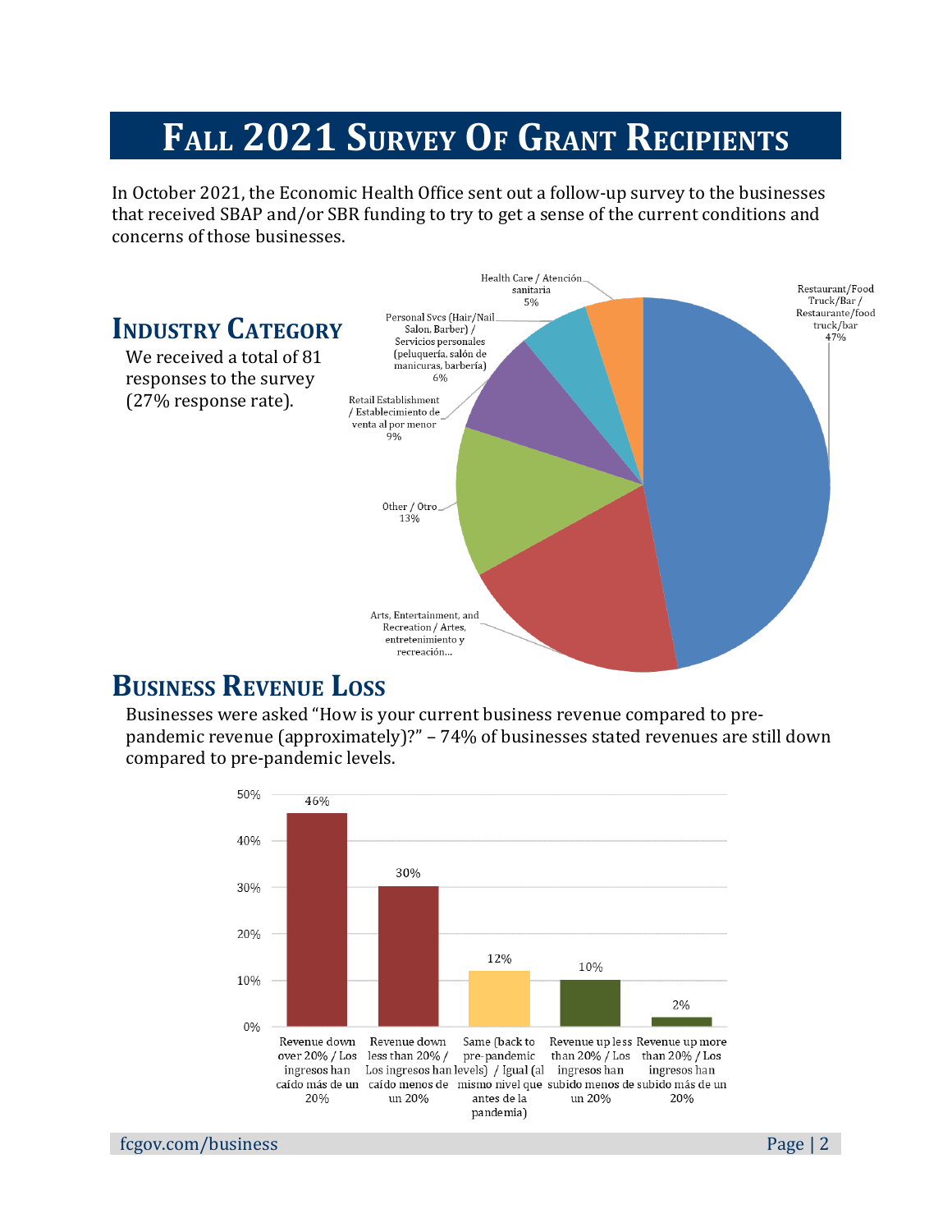# Fall 2021 Survey Of Grant Recipients

In October 2021, the Economic Health Office sent out a follow-up survey to the businesses that received SBAP and/or SBR funding to try to get a sense of the current conditions and concerns of those businesses.

## Industry Category

We received a total of 81 responses to the survey (27% response rate).

Restaurant/Food Truck/Bar / Restaurante/food truck/bar
47%

Arts, Entertainment, and Recreation / Artes, entretenimiento y recreación...

Other / Otro
13%

Retail Establishment / Establecimiento de venta al por menor
9%

Personal Svcs (Hair/Nail Salon, Barber) / Servicios personales (peluquería, salón de manicuras, barbería)
6%

Health Care / Atención sanitaria
5%

## Business Revenue Loss

Businesses were asked "How is your current business revenue compared to pre-pandemic revenue (approximately)?" – 74% of businesses stated revenues are still down compared to pre-pandemic levels.

50%
40%
30%
20%
10%
0%

46%
Revenue down over 20% / Los ingresos han caído más de un 20%

30%
Revenue down less than 20% / Los ingresos han caído menos de un 20%

12%
Same (back to pre-pandemic levels) / Igual (al mismo nivel que antes de la pandemia)

10%
Revenue up less than 20% / Los ingresos han subido menos de un 20%

2%
Revenue up more than 20% / Los ingresos han subido más de un 20%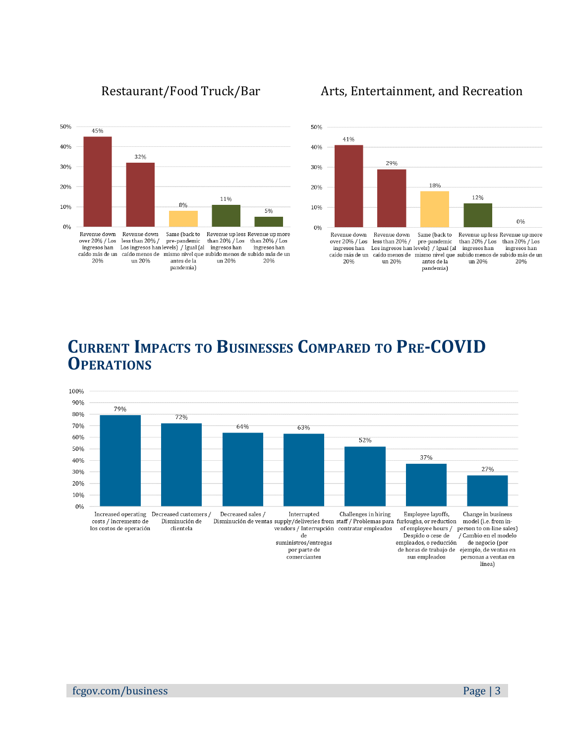Restaurant/Food Truck/Bar

50%
40%
30%
20%
10%
0%

45%
32%
8%
11%
5%

Revenue down over 20% / Los ingresos han caído más de un 20%
Revenue down less than 20% / Los ingresos han caído menos de un 20%
Same (back to pre-pandemic levels) / Igual (al mismo nivel que antes de la pandemia)
Revenue up less than 20% / Los ingresos han subido menos de un 20%
Revenue up more than 20% / Los ingresos han subido más de un 20%

Arts, Entertainment, and Recreation

50%
40%
30%
20%
10%
0%

41%
29%
18%
12%
0%

Revenue down over 20% / Los ingresos han caído más de un 20%
Revenue down less than 20% / Los ingresos han caído menos de un 20%
Same (back to pre-pandemic levels) / Igual (al mismo nivel que antes de la pandemia)
Revenue up less than 20% / Los ingresos han subido menos de un 20%
Revenue up more than 20% / Los ingresos han subido más de un 20%

## Current Impacts to Businesses Compared to Pre-COVID Operations

100%
90%
80%
70%
60%
50%
40%
30%
20%
10%
0%

79%
72%
64%
63%
52%
37%
27%

Increased operating costs / Incremento de los costos de operación
Decreased customers / Disminución de clientela
Decreased sales / Disminución de ventas
Interrupted supply/deliveries from vendors / Interrupción de suministros/entregas por parte de comerciantes
Challenges in hiring staff / Problemas para contratar empleados
Employee layoffs, furloughs, or reduction of employee hours / Despido o cese de empleados, o reducción de horas de trabajo de sus empleados
Change in business model (i.e. from in-person to on-line sales) / Cambio en el modelo de negocio (por ejemplo, de ventas en personas a ventas en línea)

fcgov.com/business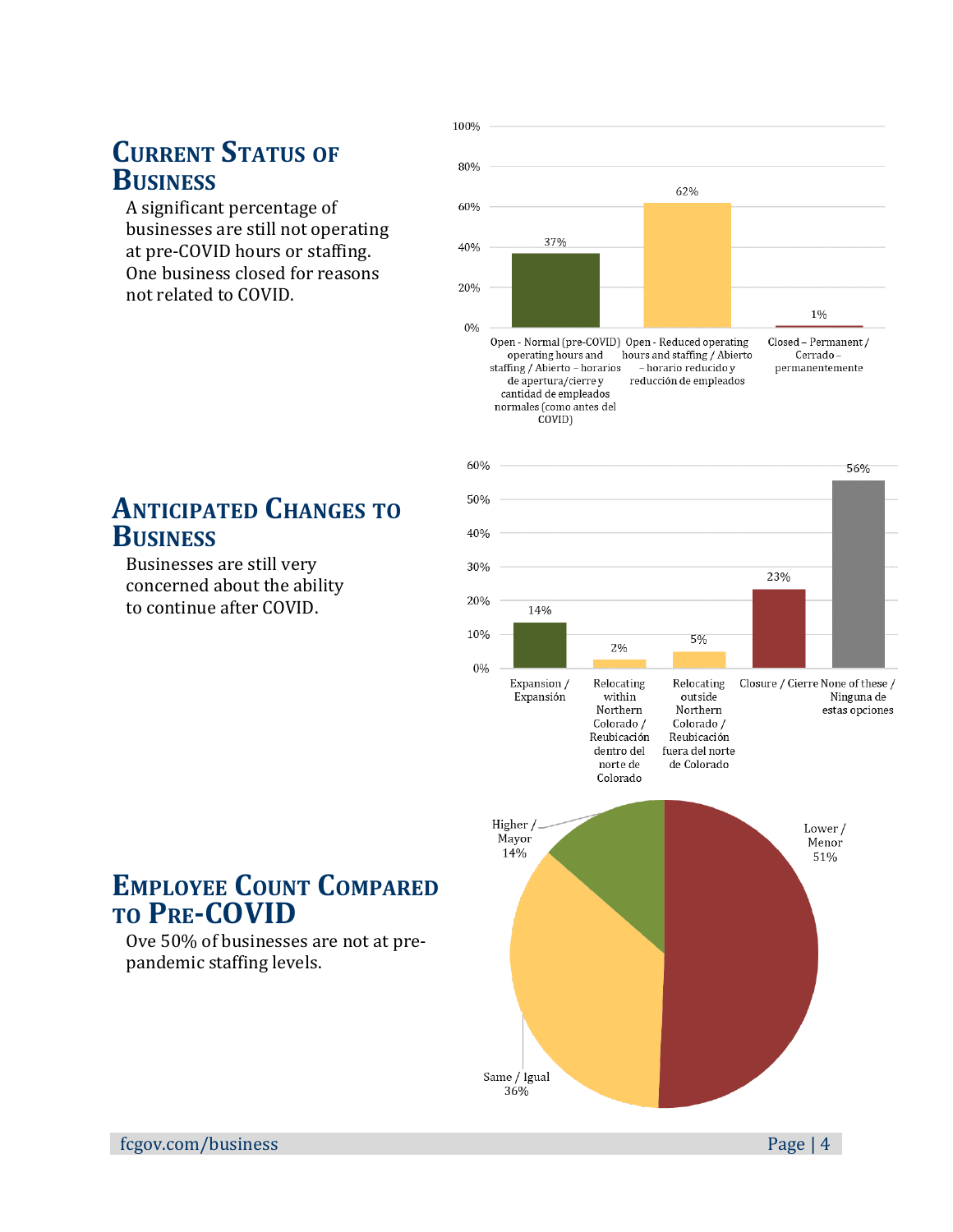## Current Status of Business

A significant percentage of businesses are still not operating at pre-COVID hours or staffing. One business closed for reasons not related to COVID.

100%
80%
60%
40%
20%
0%

37%
62%
1%

Open - Normal (pre-COVID) operating hours and staffing / Abierto – horarios de apertura/cierre y cantidad de empleados normales (como antes del COVID)

Open - Reduced operating hours and staffing / Abierto – horario reducido y reducción de empleados

Closed – Permanent / Cerrado – permanentemente

## Anticipated Changes to Business

Businesses are still very concerned about the ability to continue after COVID.

60%
50%
40%
30%
20%
10%
0%

14%
2%
5%
23%
56%

Expansion / Expansión

Relocating within Northern Colorado / Reubicación dentro del norte de Colorado

Relocating outside Northern Colorado / Reubicación fuera del norte de Colorado

Closure / Cierre

None of these / Ninguna de estas opciones

## Employee Count Compared to Pre-COVID

Ove 50% of businesses are not at pre-pandemic staffing levels.

Higher / Mayor 14%

Lower / Menor 51%

Same / Igual 36%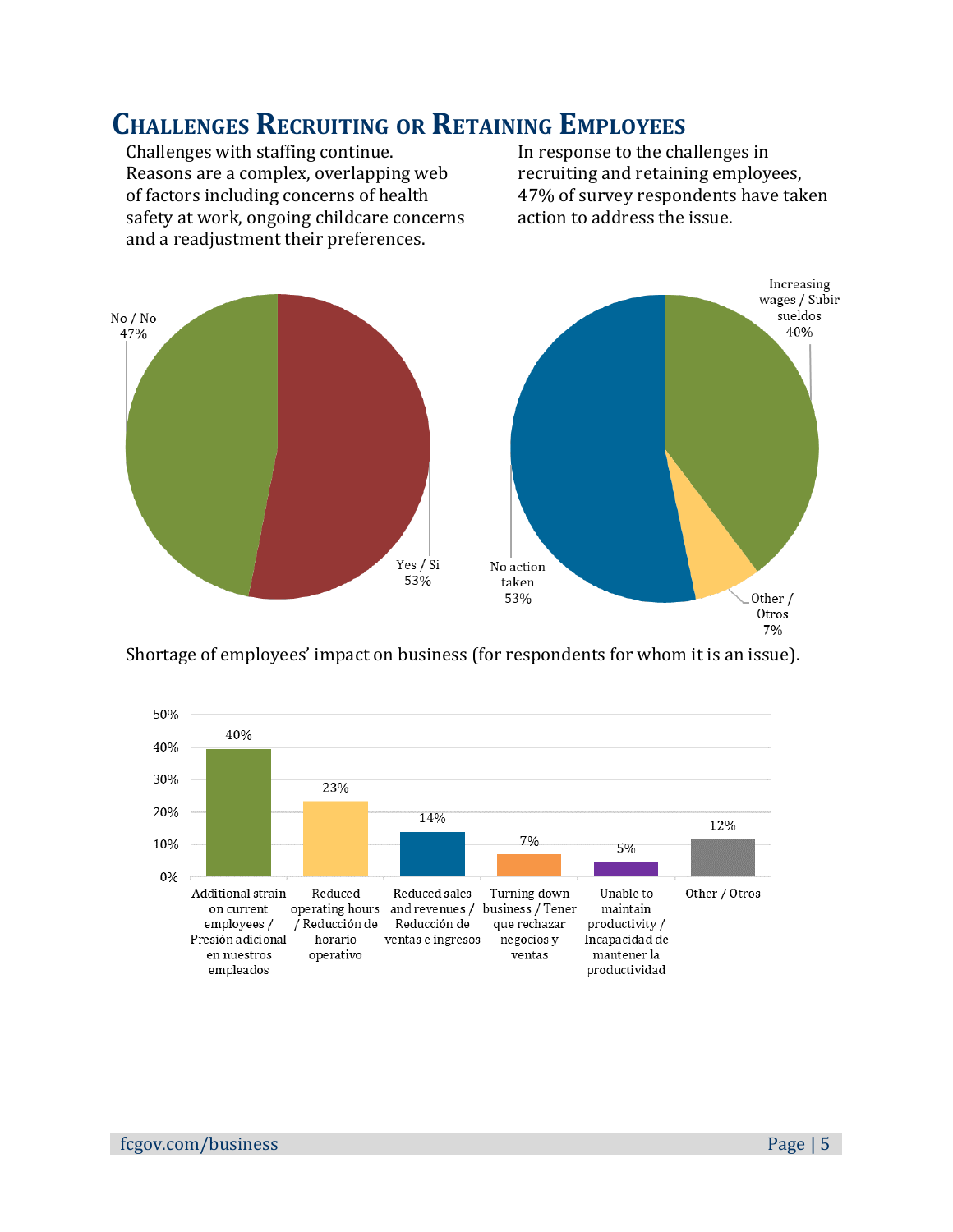## Challenges Recruiting or Retaining Employees

Challenges with staffing continue. Reasons are a complex, overlapping web of factors including concerns of health safety at work, ongoing childcare concerns and a readjustment their preferences.

In response to the challenges in recruiting and retaining employees, 47% of survey respondents have taken action to address the issue.

No / No
47%

Yes / Si
53%

Increasing wages / Subir sueldos
40%

No action taken
53%

Other / Otros
7%

Shortage of employees' impact on business (for respondents for whom it is an issue).

50%
40%
30%
20%
10%
0%

40%
Additional strain on current employees / Presión adicional en nuestros empleados

23%
Reduced operating hours / Reducción de horario operativo

14%
Reduced sales and revenues / Reducción de ventas e ingresos

7%
Turning down business / Tener que rechazar negocios y ventas

5%
Unable to maintain productivity / Incapacidad de mantener la productividad

12%
Other / Otros

fcgov.com/business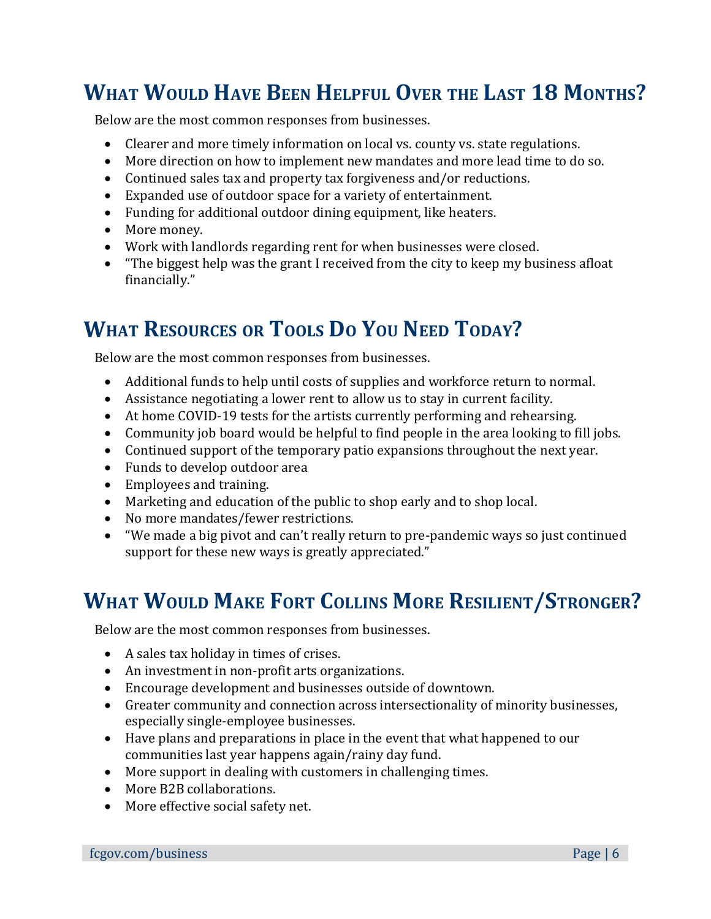## What Would Have Been Helpful Over the Last 18 Months?

Below are the most common responses from businesses.

- Clearer and more timely information on local vs. county vs. state regulations.
- More direction on how to implement new mandates and more lead time to do so.
- Continued sales tax and property tax forgiveness and/or reductions.
- Expanded use of outdoor space for a variety of entertainment.
- Funding for additional outdoor dining equipment, like heaters.
- More money.
- Work with landlords regarding rent for when businesses were closed.
- "The biggest help was the grant I received from the city to keep my business afloat financially."

## What Resources or Tools Do You Need Today?

Below are the most common responses from businesses.

- Additional funds to help until costs of supplies and workforce return to normal.
- Assistance negotiating a lower rent to allow us to stay in current facility.
- At home COVID-19 tests for the artists currently performing and rehearsing.
- Community job board would be helpful to find people in the area looking to fill jobs.
- Continued support of the temporary patio expansions throughout the next year.
- Funds to develop outdoor area
- Employees and training.
- Marketing and education of the public to shop early and to shop local.
- No more mandates/fewer restrictions.
- "We made a big pivot and can't really return to pre-pandemic ways so just continued support for these new ways is greatly appreciated."

## What Would Make Fort Collins More Resilient/Stronger?

Below are the most common responses from businesses.

- A sales tax holiday in times of crises.
- An investment in non-profit arts organizations.
- Encourage development and businesses outside of downtown.
- Greater community and connection across intersectionality of minority businesses, especially single-employee businesses.
- Have plans and preparations in place in the event that what happened to our communities last year happens again/rainy day fund.
- More support in dealing with customers in challenging times.
- More B2B collaborations.
- More effective social safety net.